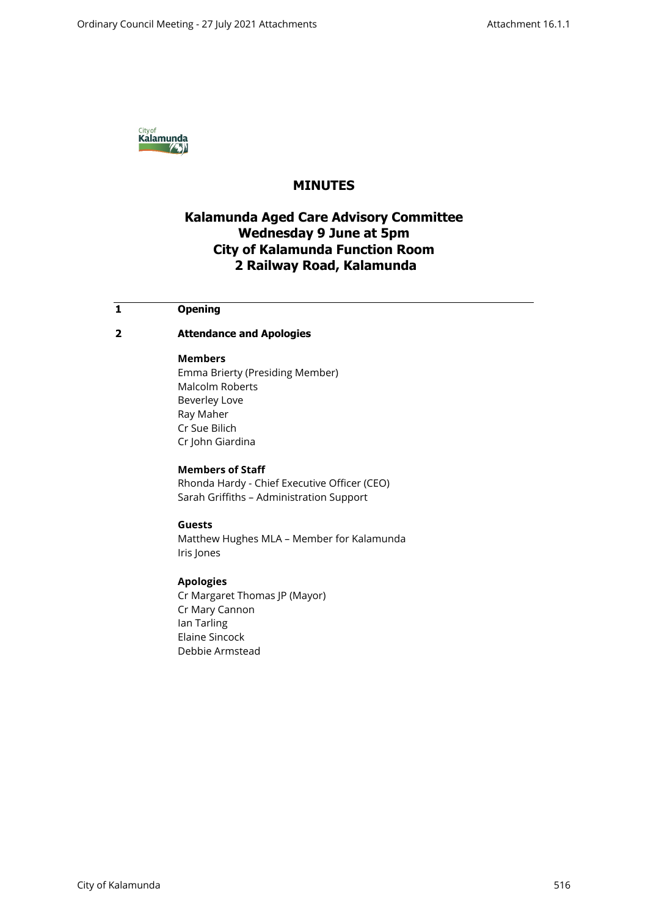# MINUTES

## Kalamunda Aged Care Advisory Committee
## Wednesday 9 June at 5pm
## City of Kalamunda Function Room
## 2 Railway Road, Kalamunda

**1 Opening**

**2 Attendance and Apologies**

**Members**

Emma Brierty (Presiding Member)
Malcolm Roberts
Beverley Love
Ray Maher
Cr Sue Bilich
Cr John Giardina

**Members of Staff**

Rhonda Hardy - Chief Executive Officer (CEO)
Sarah Griffiths – Administration Support

**Guests**

Matthew Hughes MLA – Member for Kalamunda
Iris Jones

**Apologies**

Cr Margaret Thomas JP (Mayor)
Cr Mary Cannon
Ian Tarling
Elaine Sincock
Debbie Armstead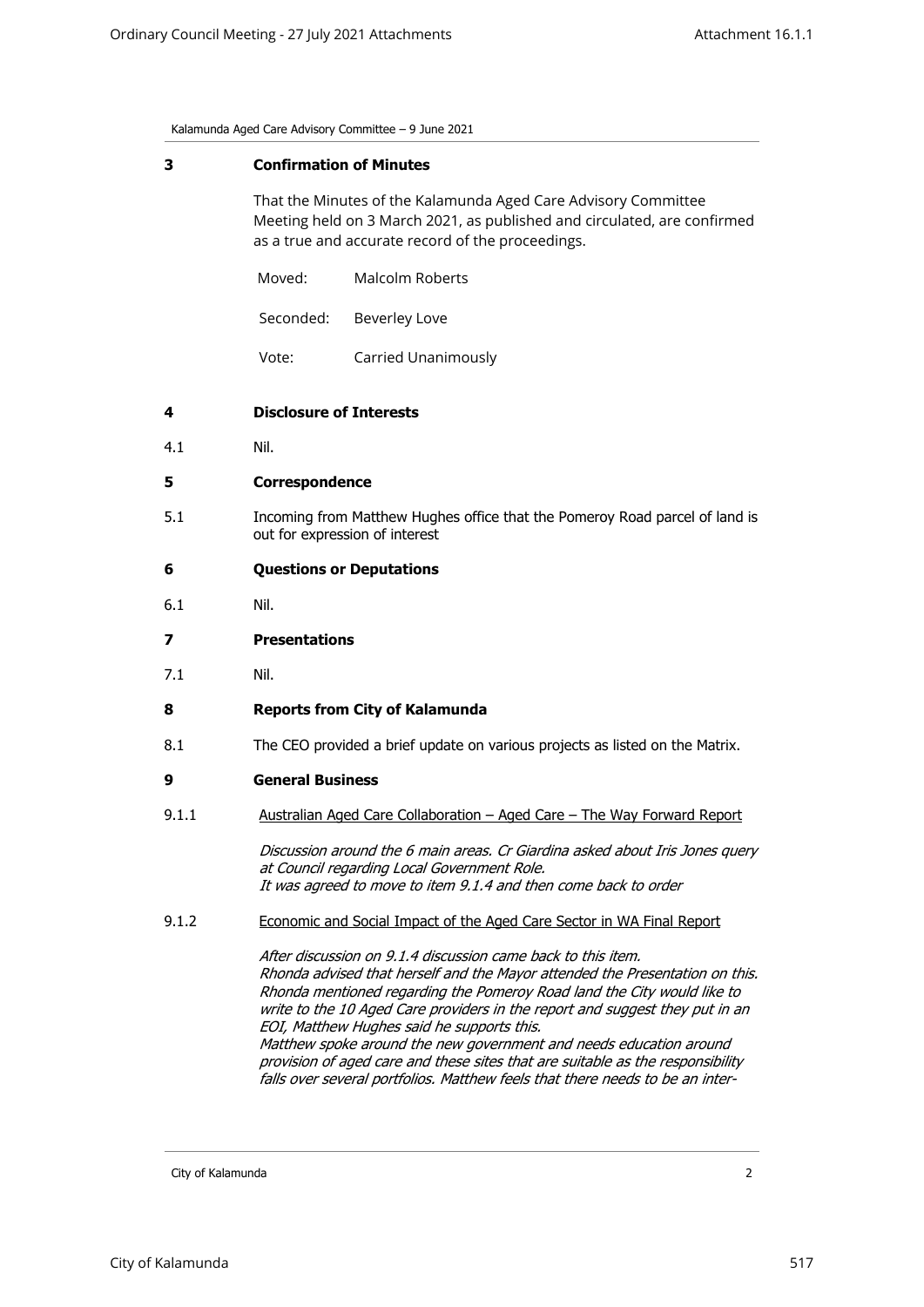## 3 Confirmation of Minutes

That the Minutes of the Kalamunda Aged Care Advisory Committee Meeting held on 3 March 2021, as published and circulated, are confirmed as a true and accurate record of the proceedings.

| | |
|---|---|
| Moved: | Malcolm Roberts |
| Seconded: | Beverley Love |
| Vote: | Carried Unanimously |

## 4 Disclosure of Interests

4.1 Nil.

## 5 Correspondence

5.1 Incoming from Matthew Hughes office that the Pomeroy Road parcel of land is out for expression of interest

## 6 Questions or Deputations

6.1 Nil.

## 7 Presentations

7.1 Nil.

## 8 Reports from City of Kalamunda

8.1 The CEO provided a brief update on various projects as listed on the Matrix.

## 9 General Business

9.1.1 Australian Aged Care Collaboration – Aged Care – The Way Forward Report

*Discussion around the 6 main areas. Cr Giardina asked about Iris Jones query at Council regarding Local Government Role.*
*It was agreed to move to item 9.1.4 and then come back to order*

9.1.2 Economic and Social Impact of the Aged Care Sector in WA Final Report

*After discussion on 9.1.4 discussion came back to this item.*
*Rhonda advised that herself and the Mayor attended the Presentation on this. Rhonda mentioned regarding the Pomeroy Road land the City would like to write to the 10 Aged Care providers in the report and suggest they put in an EOI, Matthew Hughes said he supports this.*
*Matthew spoke around the new government and needs education around provision of aged care and these sites that are suitable as the responsibility falls over several portfolios. Matthew feels that there needs to be an inter-*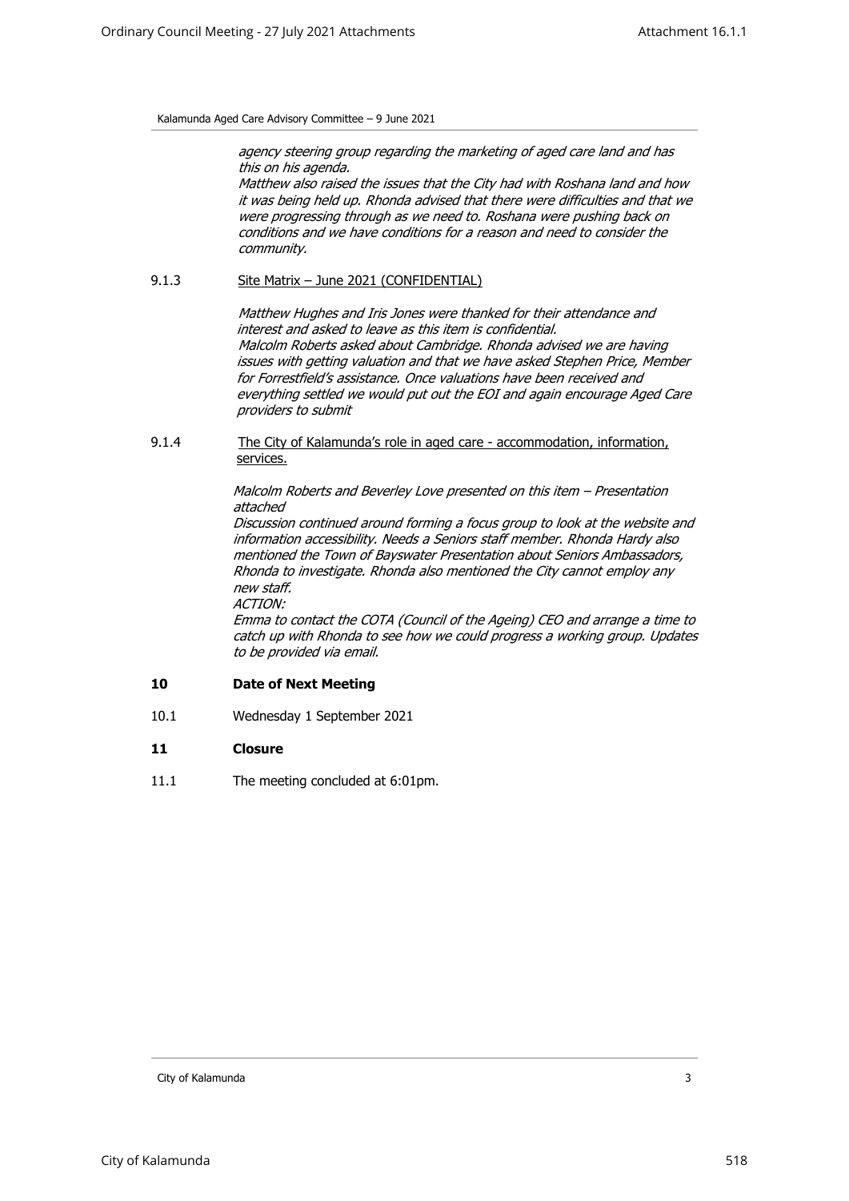*agency steering group regarding the marketing of aged care land and has this on his agenda.*
*Matthew also raised the issues that the City had with Roshana land and how it was being held up. Rhonda advised that there were difficulties and that we were progressing through as we need to. Roshana were pushing back on conditions and we have conditions for a reason and need to consider the community.*

9.1.3 Site Matrix – June 2021 (CONFIDENTIAL)

*Matthew Hughes and Iris Jones were thanked for their attendance and interest and asked to leave as this item is confidential.*
*Malcolm Roberts asked about Cambridge. Rhonda advised we are having issues with getting valuation and that we have asked Stephen Price, Member for Forrestfield's assistance. Once valuations have been received and everything settled we would put out the EOI and again encourage Aged Care providers to submit*

9.1.4 The City of Kalamunda's role in aged care - accommodation, information, services.

*Malcolm Roberts and Beverley Love presented on this item – Presentation attached*
*Discussion continued around forming a focus group to look at the website and information accessibility. Needs a Seniors staff member. Rhonda Hardy also mentioned the Town of Bayswater Presentation about Seniors Ambassadors, Rhonda to investigate. Rhonda also mentioned the City cannot employ any new staff.*
*ACTION:*
*Emma to contact the COTA (Council of the Ageing) CEO and arrange a time to catch up with Rhonda to see how we could progress a working group. Updates to be provided via email.*

## 10 Date of Next Meeting

10.1 Wednesday 1 September 2021

## 11 Closure

11.1 The meeting concluded at 6:01pm.